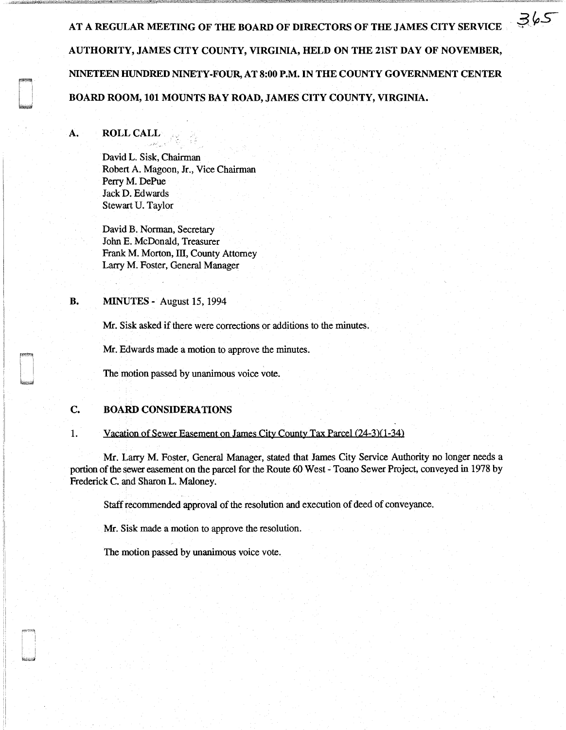**AT A REGULAR MEETING OF THE BOARD OF DIRECTORS OF THE JAMES CITY SERVICE AUTHORITY, JAMES CITY COUNTY, VIRGINIA, HELD ON THE 21ST DAY OF NOVEMBER, NINETEEN HUNDRED NINETY-FOUR, AT 8:00 P.M. IN THE COUNTY GOVERNMENT CENTER BOARD ROOM, 101 MOUNTS BAY ROAD, JAMES CITY COUNTY, VIRGINIA.**

## A. ROLL CALL

David L. Sisk, Chairman
Robert A. Magoon, Jr., Vice Chairman
Perry M. DePue
Jack D. Edwards
Stewart U. Taylor

David B. Norman, Secretary
John E. McDonald, Treasurer
Frank M. Morton, III, County Attorney
Larry M. Foster, General Manager

## B. MINUTES - August 15, 1994

Mr. Sisk asked if there were corrections or additions to the minutes.

Mr. Edwards made a motion to approve the minutes.

The motion passed by unanimous voice vote.

## C. BOARD CONSIDERATIONS

1. Vacation of Sewer Easement on James City County Tax Parcel (24-3)(1-34)

Mr. Larry M. Foster, General Manager, stated that James City Service Authority no longer needs a portion of the sewer easement on the parcel for the Route 60 West - Toano Sewer Project, conveyed in 1978 by Frederick C. and Sharon L. Maloney.

Staff recommended approval of the resolution and execution of deed of conveyance.

Mr. Sisk made a motion to approve the resolution.

The motion passed by unanimous voice vote.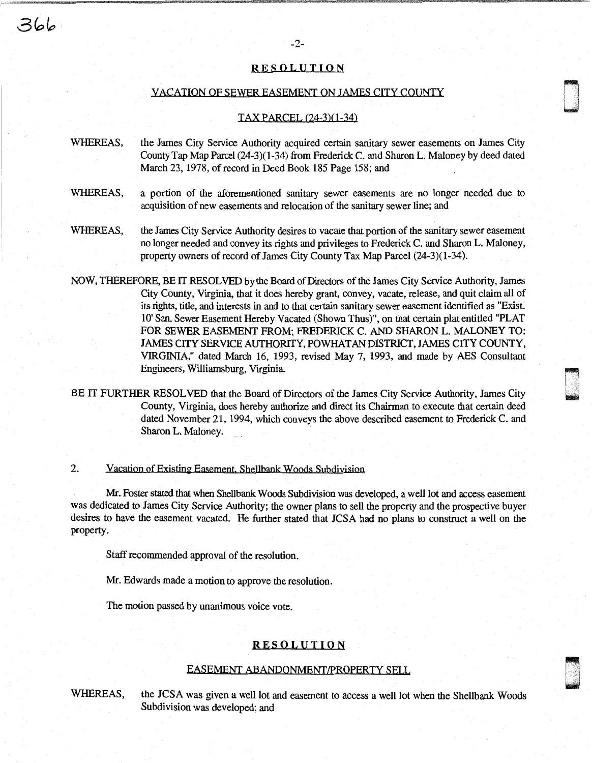## RESOLUTION

### VACATION OF SEWER EASEMENT ON JAMES CITY COUNTY

### TAX PARCEL (24-3)(1-34)

WHEREAS, the James City Service Authority acquired certain sanitary sewer easements on James City County Tap Map Parcel (24-3)(1-34) from Frederick C. and Sharon L. Maloney by deed dated March 23, 1978, of record in Deed Book 185 Page 158; and

WHEREAS, a portion of the aforementioned sanitary sewer easements are no longer needed due to acquisition of new easements and relocation of the sanitary sewer line; and

WHEREAS, the James City Service Authority desires to vacate that portion of the sanitary sewer easement no longer needed and convey its rights and privileges to Frederick C. and Sharon L. Maloney, property owners of record of James City County Tax Map Parcel (24-3)(1-34).

NOW, THEREFORE, BE IT RESOLVED by the Board of Directors of the James City Service Authority, James City County, Virginia, that it does hereby grant, convey, vacate, release, and quit claim all of its rights, title, and interests in and to that certain sanitary sewer easement identified as "Exist. 10' San. Sewer Easement Hereby Vacated (Shown Thus)", on that certain plat entitled "PLAT FOR SEWER EASEMENT FROM; FREDERICK C. AND SHARON L. MALONEY TO: JAMES CITY SERVICE AUTHORITY, POWHATAN DISTRICT, JAMES CITY COUNTY, VIRGINIA," dated March 16, 1993, revised May 7, 1993, and made by AES Consultant Engineers, Williamsburg, Virginia.

BE IT FURTHER RESOLVED that the Board of Directors of the James City Service Authority, James City County, Virginia, does hereby authorize and direct its Chairman to execute that certain deed dated November 21, 1994, which conveys the above described easement to Frederick C. and Sharon L. Maloney.

2. Vacation of Existing Easement, Shellbank Woods Subdivision

Mr. Foster stated that when Shellbank Woods Subdivision was developed, a well lot and access easement was dedicated to James City Service Authority; the owner plans to sell the property and the prospective buyer desires to have the easement vacated. He further stated that JCSA had no plans to construct a well on the property.

Staff recommended approval of the resolution.

Mr. Edwards made a motion to approve the resolution.

The motion passed by unanimous voice vote.

## RESOLUTION

### EASEMENT ABANDONMENT/PROPERTY SELL

WHEREAS, the JCSA was given a well lot and easement to access a well lot when the Shellbank Woods Subdivision was developed; and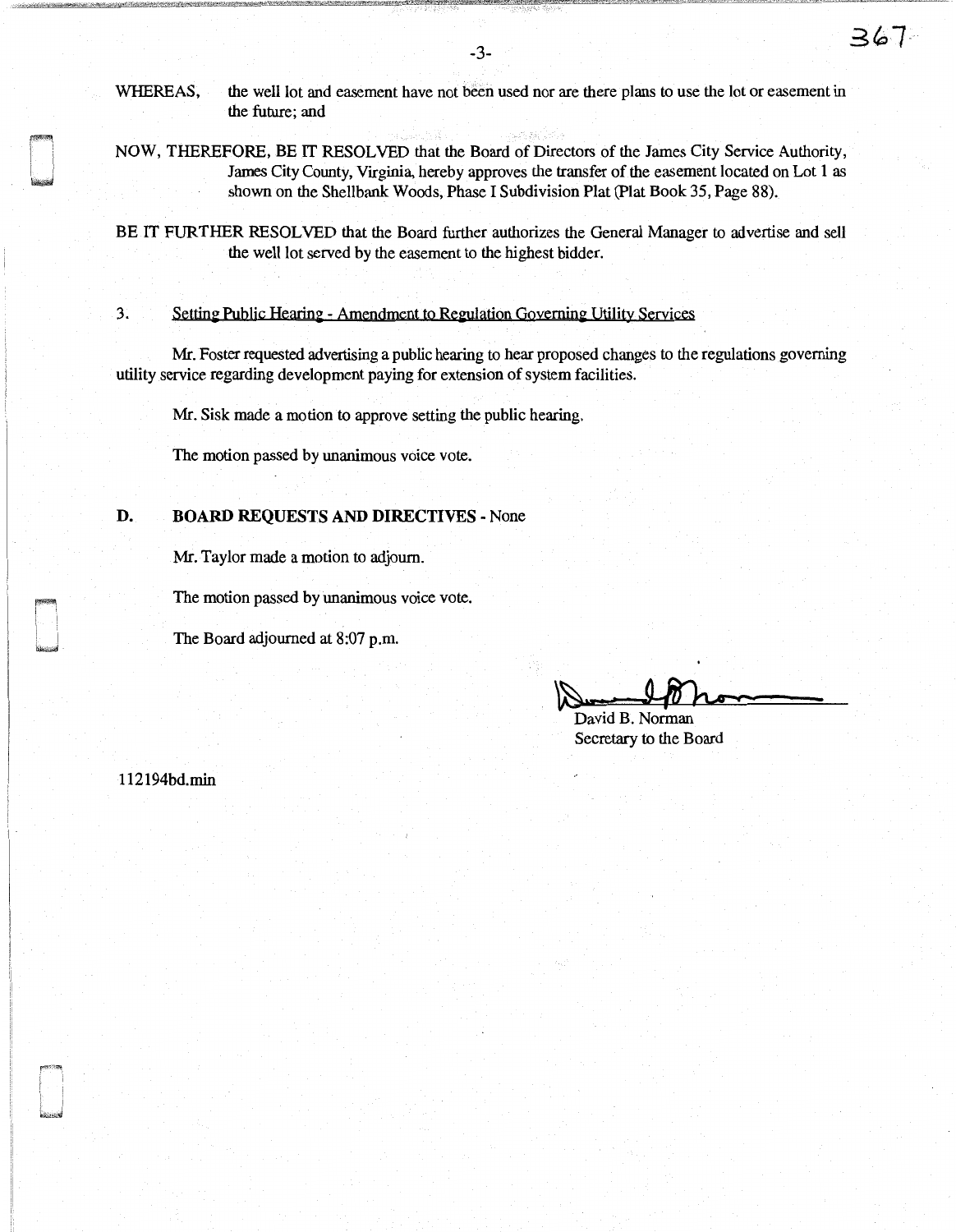WHEREAS, the well lot and easement have not been used nor are there plans to use the lot or easement in the future; and

NOW, THEREFORE, BE IT RESOLVED that the Board of Directors of the James City Service Authority, James City County, Virginia, hereby approves the transfer of the easement located on Lot 1 as shown on the Shellbank Woods, Phase I Subdivision Plat (Plat Book 35, Page 88).

BE IT FURTHER RESOLVED that the Board further authorizes the General Manager to advertise and sell the well lot served by the easement to the highest bidder.

3. Setting Public Hearing - Amendment to Regulation Governing Utility Services

Mr. Foster requested advertising a public hearing to hear proposed changes to the regulations governing utility service regarding development paying for extension of system facilities.

Mr. Sisk made a motion to approve setting the public hearing.

The motion passed by unanimous voice vote.

**D. BOARD REQUESTS AND DIRECTIVES** - None

Mr. Taylor made a motion to adjourn.

The motion passed by unanimous voice vote.

The Board adjourned at 8:07 p.m.

David B. Norman
Secretary to the Board

112194bd.min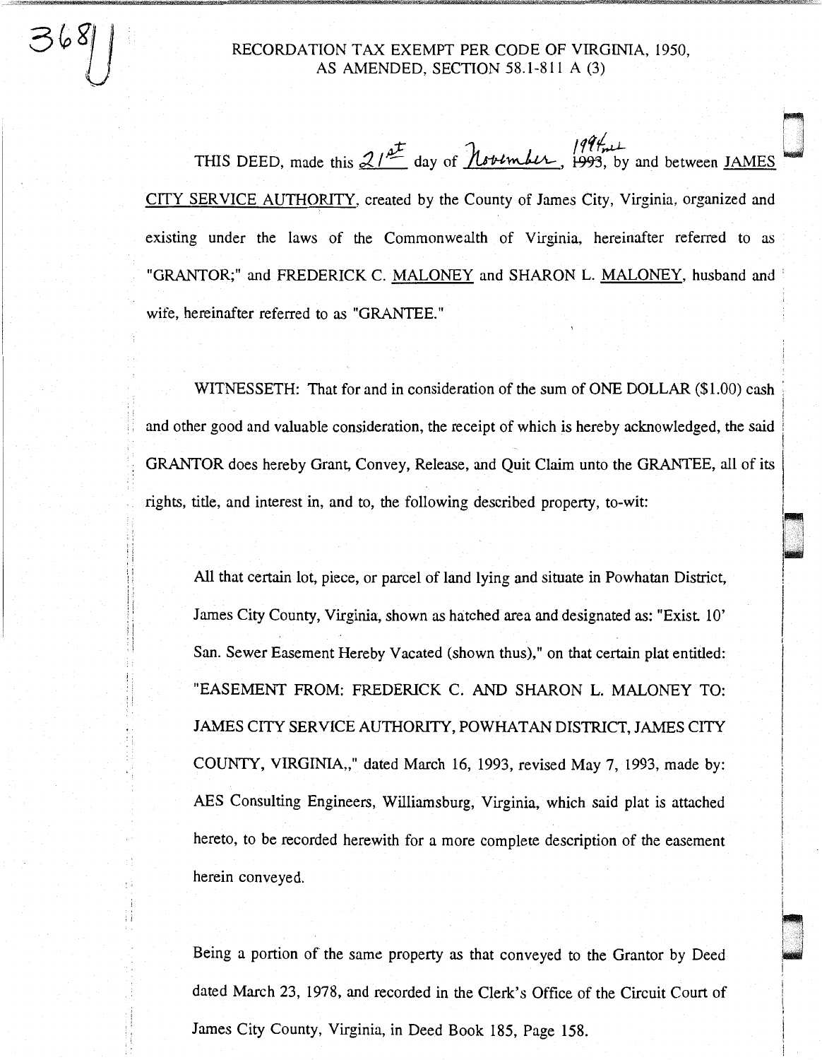368

RECORDATION TAX EXEMPT PER CODE OF VIRGINIA, 1950,
AS AMENDED, SECTION 58.1-811 A (3)

THIS DEED, made this 21st day of November, ~~1993~~ 1994, by and between JAMES CITY SERVICE AUTHORITY, created by the County of James City, Virginia, organized and existing under the laws of the Commonwealth of Virginia, hereinafter referred to as "GRANTOR;" and FREDERICK C. MALONEY and SHARON L. MALONEY, husband and wife, hereinafter referred to as "GRANTEE."

WITNESSETH: That for and in consideration of the sum of ONE DOLLAR ($1.00) cash and other good and valuable consideration, the receipt of which is hereby acknowledged, the said GRANTOR does hereby Grant, Convey, Release, and Quit Claim unto the GRANTEE, all of its rights, title, and interest in, and to, the following described property, to-wit:

> All that certain lot, piece, or parcel of land lying and situate in Powhatan District, James City County, Virginia, shown as hatched area and designated as: "Exist. 10' San. Sewer Easement Hereby Vacated (shown thus)," on that certain plat entitled: "EASEMENT FROM: FREDERICK C. AND SHARON L. MALONEY TO: JAMES CITY SERVICE AUTHORITY, POWHATAN DISTRICT, JAMES CITY COUNTY, VIRGINIA,," dated March 16, 1993, revised May 7, 1993, made by: AES Consulting Engineers, Williamsburg, Virginia, which said plat is attached hereto, to be recorded herewith for a more complete description of the easement herein conveyed.
>
> Being a portion of the same property as that conveyed to the Grantor by Deed dated March 23, 1978, and recorded in the Clerk's Office of the Circuit Court of James City County, Virginia, in Deed Book 185, Page 158.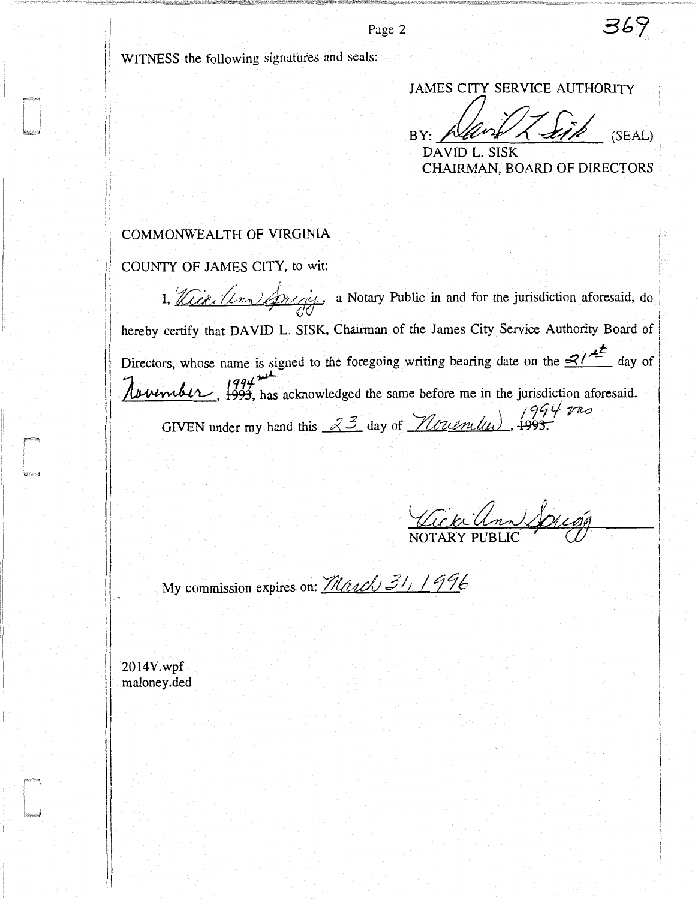WITNESS the following signatures and seals:

JAMES CITY SERVICE AUTHORITY

BY: David L. Sisk (SEAL)
DAVID L. SISK
CHAIRMAN, BOARD OF DIRECTORS

COMMONWEALTH OF VIRGINIA

COUNTY OF JAMES CITY, to wit:

I, Vicki Ann Spriggs, a Notary Public in and for the jurisdiction aforesaid, do hereby certify that DAVID L. SISK, Chairman of the James City Service Authority Board of Directors, whose name is signed to the foregoing writing bearing date on the 21st day of November, ~~1993~~ 1994, has acknowledged the same before me in the jurisdiction aforesaid.

GIVEN under my hand this 23 day of November, ~~1993.~~ 1994

Vicki Ann Spriggs
NOTARY PUBLIC

My commission expires on: March 31, 1996

2014V.wpf
maloney.ded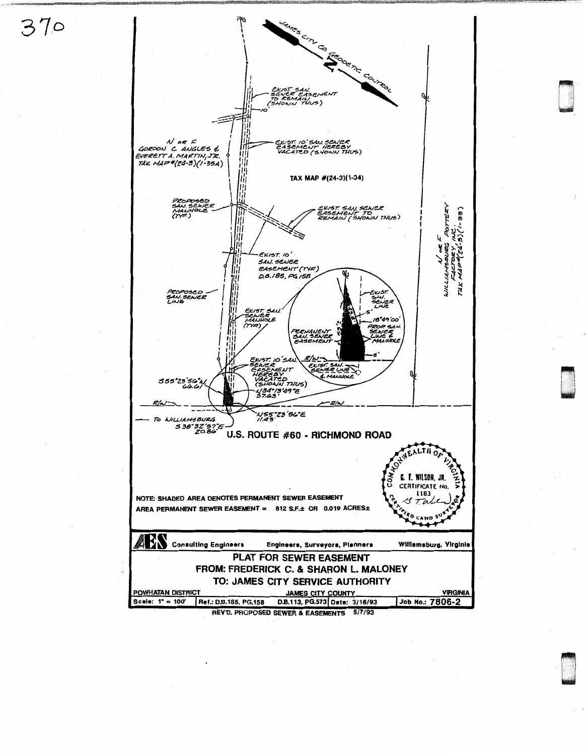370

JAMES CITY CO GEODETIC CONTROL

N

EXIST. SAN. SEWER EASEMENT TO REMAIN (SHOWN THUS)

10'

N or F
GORDON C. ANGLES &
EVERETT A. MARTIN, JR.
TAX MAP #(24-3)(1-35A)

EXIST. 10' SAN. SEWER EASEMENT HEREBY VACATED (SHOWN THUS)

TAX MAP #(24-3)(1-34)

PROPOSED SAN. SEWER MANHOLE (TYP.)

EXIST. SAN. SEWER EASEMENT TO REMAIN (SHOWN THUS)

N or F
WILLIAMSBURG POTTERY FACTORY, INC.
TAX MAP #(24-3)(1-33)

EXIST. 10' SAN. SEWER EASEMENT (TYP.)
D.B. 185, PG. 158

PROPOSED SAN. SEWER LINE

EXIST. SAN. SEWER MANHOLE (TYP.)

EXIST. SAN. SEWER LINE

5'

18°49'00'

PROP. SAN. SEWER LINE & MANHOLE

PERMANENT SAN. SEWER EASEMENT

6'

R/W

EXIST. SAN. SEWER LINE & MANHOLE

EXIST. 10' SAN. SEWER EASEMENT HEREBY VACATED (SHOWN THUS)

S55°23'56"W
66.61'

N34°13'49"E
57.63'

R/W

R/W

N55°23'56"E
11.43'

TO WILLIAMSBURG

S38°32'57"E
20.86'

U.S. ROUTE #60 - RICHMOND ROAD

COMMONWEALTH OF VIRGINIA
E. T. WILSON, JR.
CERTIFICATE No. 1183
CERTIFIED LAND SURVEYOR

NOTE: SHADED AREA DENOTES PERMANENT SEWER EASEMENT

AREA PERMANENT SEWER EASEMENT = 812 S.F.± OR 0.019 ACRES±

| AES Consulting Engineers | Engineers, Surveyors, Planners | | Williamsburg, Virginia |
|---|---|---|---|
| PLAT FOR SEWER EASEMENT FROM: FREDERICK C. & SHARON L. MALONEY TO: JAMES CITY SERVICE AUTHORITY | | | |
| POWHATAN DISTRICT | JAMES CITY COUNTY | | VIRGINIA |
| Scale: 1" = 100' | Ref.: D.B.185, PG.158 | D.B.113, PG.573 Date: 3/16/93 | Job No.: 7806-2 |

REV'D. PROPOSED SEWER & EASEMENTS 5/7/93